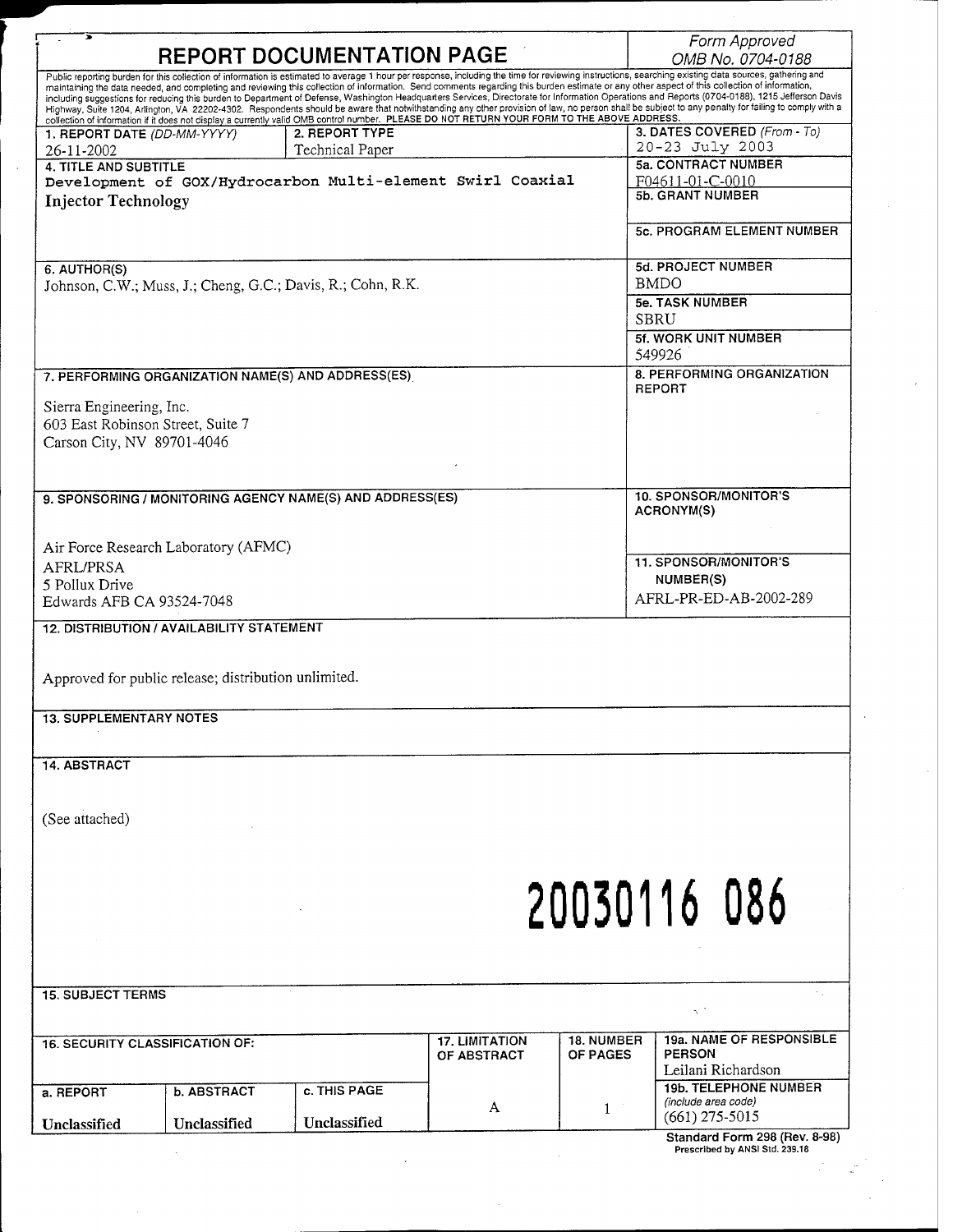# REPORT DOCUMENTATION PAGE

*Form Approved*
*OMB No. 0704-0188*

Public reporting burden for this collection of information is estimated to average 1 hour per response, including the time for reviewing instructions, searching existing data sources, gathering and maintaining the data needed, and completing and reviewing this collection of information. Send comments regarding this burden estimate or any other aspect of this collection of information, including suggestions for reducing this burden to Department of Defense, Washington Headquarters Services, Directorate for Information Operations and Reports (0704-0188), 1215 Jefferson Davis Highway, Suite 1204, Arlington, VA 22202-4302. Respondents should be aware that notwithstanding any other provision of law, no person shall be subject to any penalty for failing to comply with a collection of information if it does not display a currently valid OMB control number. **PLEASE DO NOT RETURN YOUR FORM TO THE ABOVE ADDRESS.**

| 1. REPORT DATE (*DD-MM-YYYY*) | 2. REPORT TYPE | 3. DATES COVERED (*From - To*) |
|---|---|---|
| 26-11-2002 | Technical Paper | 20-23 July 2003 |

**4. TITLE AND SUBTITLE**
Development of GOX/Hydrocarbon Multi-element Swirl Coaxial Injector Technology

**5a. CONTRACT NUMBER**
F04611-01-C-0010

**5b. GRANT NUMBER**

**5c. PROGRAM ELEMENT NUMBER**

**6. AUTHOR(S)**
Johnson, C.W.; Muss, J.; Cheng, G.C.; Davis, R.; Cohn, R.K.

**5d. PROJECT NUMBER**
BMDO

**5e. TASK NUMBER**
SBRU

**5f. WORK UNIT NUMBER**
549926

**7. PERFORMING ORGANIZATION NAME(S) AND ADDRESS(ES)**
Sierra Engineering, Inc.
603 East Robinson Street, Suite 7
Carson City, NV 89701-4046

**8. PERFORMING ORGANIZATION REPORT**

**9. SPONSORING / MONITORING AGENCY NAME(S) AND ADDRESS(ES)**
Air Force Research Laboratory (AFMC)
AFRL/PRSA
5 Pollux Drive
Edwards AFB CA 93524-7048

**10. SPONSOR/MONITOR'S ACRONYM(S)**

**11. SPONSOR/MONITOR'S NUMBER(S)**
AFRL-PR-ED-AB-2002-289

**12. DISTRIBUTION / AVAILABILITY STATEMENT**

Approved for public release; distribution unlimited.

**13. SUPPLEMENTARY NOTES**

**14. ABSTRACT**

(See attached)

20030116 086

**15. SUBJECT TERMS**

| 16. SECURITY CLASSIFICATION OF: | | | 17. LIMITATION OF ABSTRACT | 18. NUMBER OF PAGES | 19a. NAME OF RESPONSIBLE PERSON |
|---|---|---|---|---|---|
| | | | | | Leilani Richardson |
| a. REPORT | b. ABSTRACT | c. THIS PAGE | A | 1 | 19b. TELEPHONE NUMBER (*include area code*) |
| Unclassified | Unclassified | Unclassified | | | (661) 275-5015 |

**Standard Form 298 (Rev. 8-98)**
Prescribed by ANSI Std. 239.18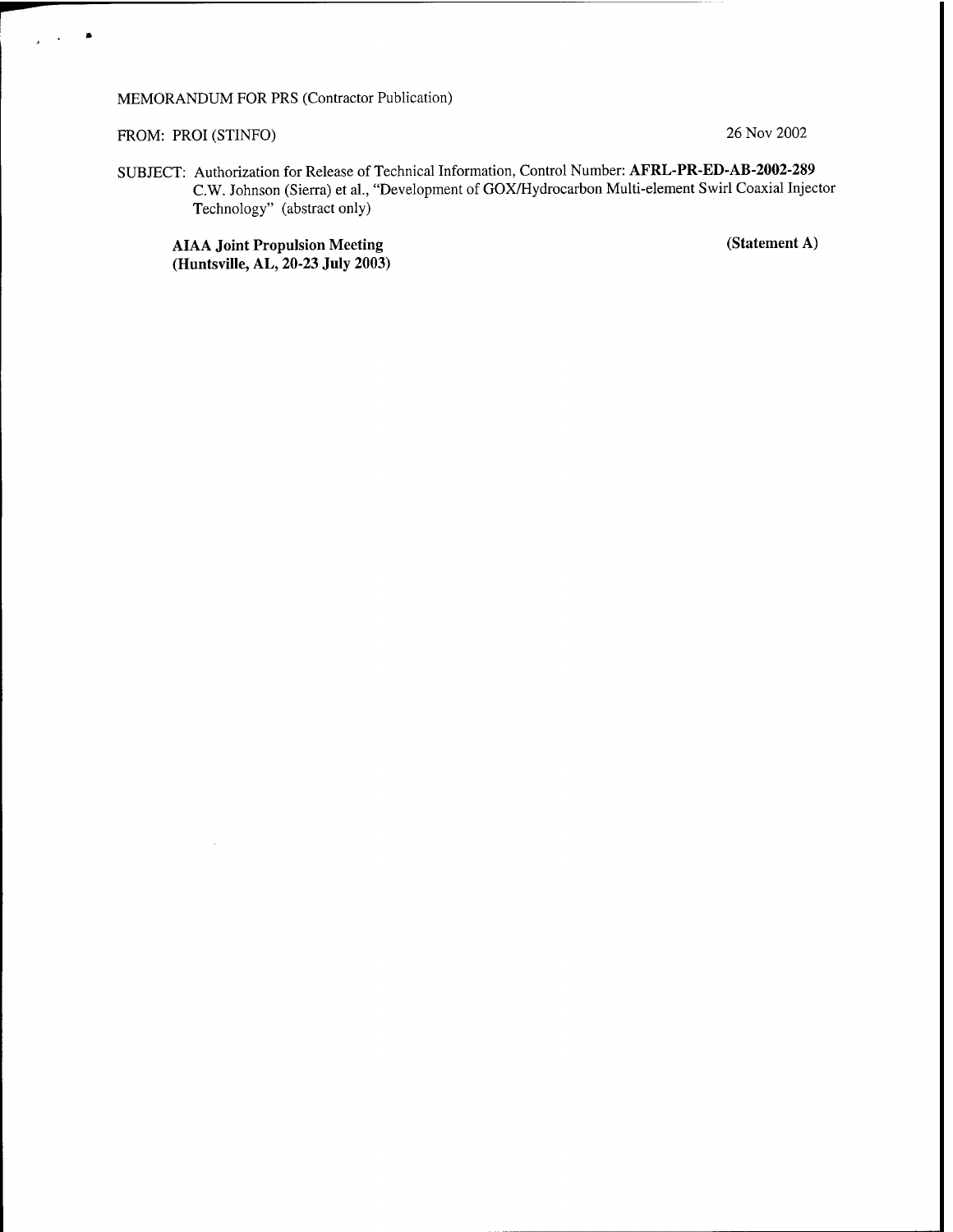MEMORANDUM FOR PRS (Contractor Publication)

FROM: PROI (STINFO) 26 Nov 2002

SUBJECT: Authorization for Release of Technical Information, Control Number: **AFRL-PR-ED-AB-2002-289**
C.W. Johnson (Sierra) et al., "Development of GOX/Hydrocarbon Multi-element Swirl Coaxial Injector Technology" (abstract only)

**AIAA Joint Propulsion Meeting**
**(Huntsville, AL, 20-23 July 2003)**

**(Statement A)**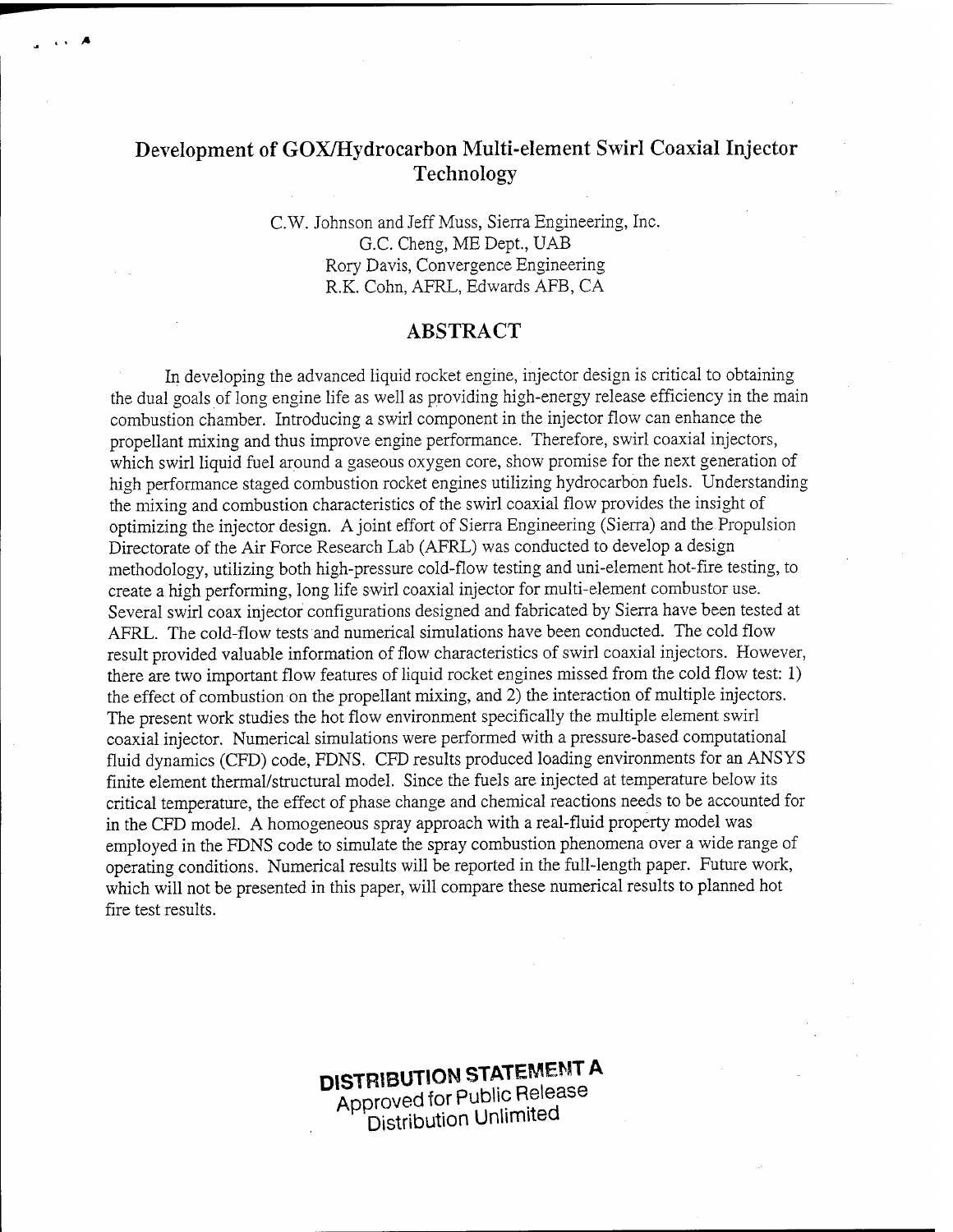# Development of GOX/Hydrocarbon Multi-element Swirl Coaxial Injector Technology

C.W. Johnson and Jeff Muss, Sierra Engineering, Inc.
G.C. Cheng, ME Dept., UAB
Rory Davis, Convergence Engineering
R.K. Cohn, AFRL, Edwards AFB, CA

## ABSTRACT

In developing the advanced liquid rocket engine, injector design is critical to obtaining the dual goals of long engine life as well as providing high-energy release efficiency in the main combustion chamber. Introducing a swirl component in the injector flow can enhance the propellant mixing and thus improve engine performance. Therefore, swirl coaxial injectors, which swirl liquid fuel around a gaseous oxygen core, show promise for the next generation of high performance staged combustion rocket engines utilizing hydrocarbon fuels. Understanding the mixing and combustion characteristics of the swirl coaxial flow provides the insight of optimizing the injector design. A joint effort of Sierra Engineering (Sierra) and the Propulsion Directorate of the Air Force Research Lab (AFRL) was conducted to develop a design methodology, utilizing both high-pressure cold-flow testing and uni-element hot-fire testing, to create a high performing, long life swirl coaxial injector for multi-element combustor use. Several swirl coax injector configurations designed and fabricated by Sierra have been tested at AFRL. The cold-flow tests and numerical simulations have been conducted. The cold flow result provided valuable information of flow characteristics of swirl coaxial injectors. However, there are two important flow features of liquid rocket engines missed from the cold flow test: 1) the effect of combustion on the propellant mixing, and 2) the interaction of multiple injectors. The present work studies the hot flow environment specifically the multiple element swirl coaxial injector. Numerical simulations were performed with a pressure-based computational fluid dynamics (CFD) code, FDNS. CFD results produced loading environments for an ANSYS finite element thermal/structural model. Since the fuels are injected at temperature below its critical temperature, the effect of phase change and chemical reactions needs to be accounted for in the CFD model. A homogeneous spray approach with a real-fluid property model was employed in the FDNS code to simulate the spray combustion phenomena over a wide range of operating conditions. Numerical results will be reported in the full-length paper. Future work, which will not be presented in this paper, will compare these numerical results to planned hot fire test results.

**DISTRIBUTION STATEMENT A**
Approved for Public Release
Distribution Unlimited